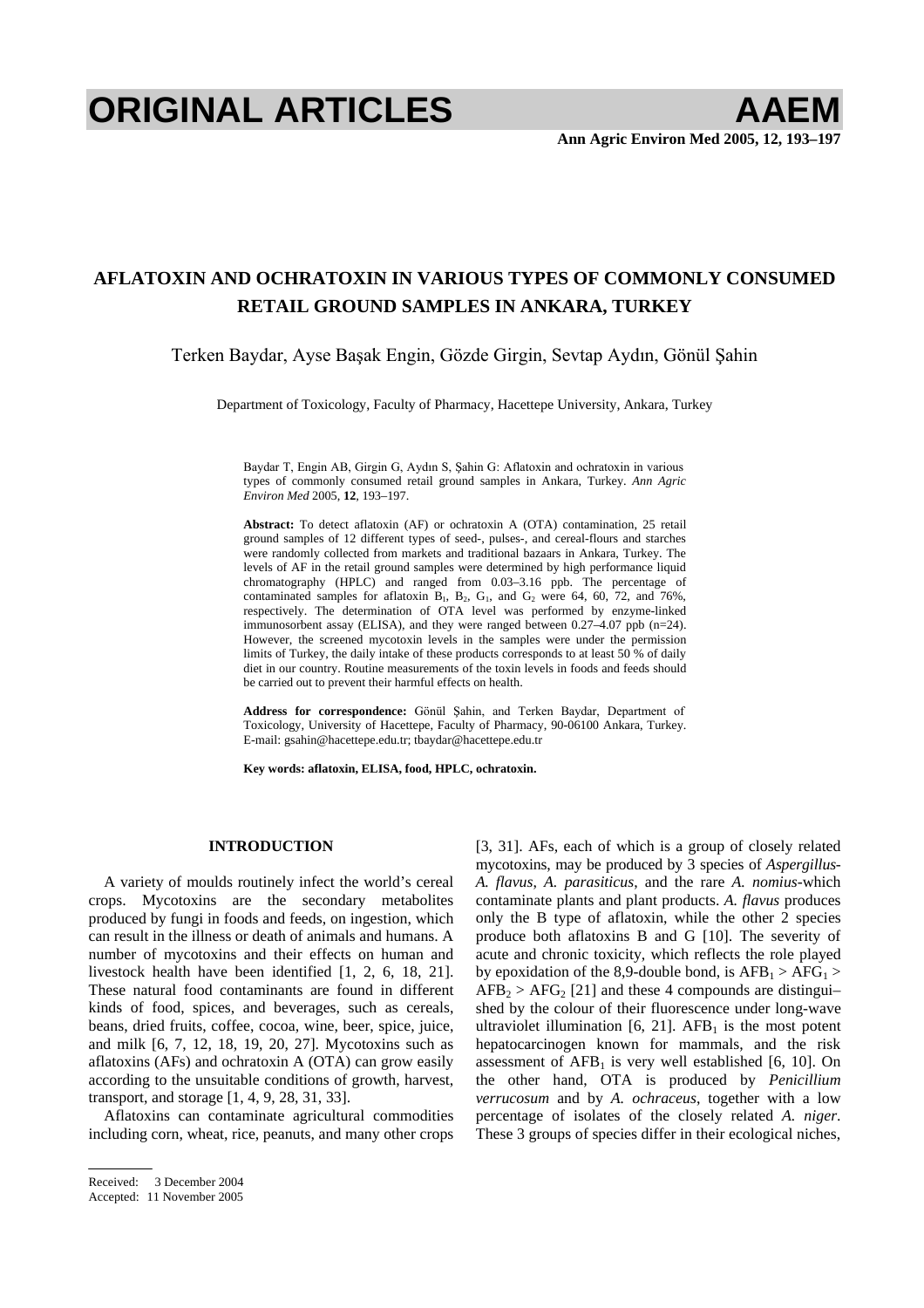# AFLATOXIN AND OCHRATOXIN IN VARIOUS TYPES OF COMMONLY CONSUMED RETAIL GROUND SAMPLES IN ANKARA, TURKEY

Terken Baydar, Ayse Başak Engin, Gözde Girgin, Sevtap Aydın, Gönül Şahin

Department of Toxicology, Faculty of Pharmacy, Hacettepe University, Ankara, Turkey

Baydar T, Engin AB, Girgin G, Aydın S, Şahin G: Aflatoxin and ochratoxin in various types of commonly consumed retail ground samples in Ankara, Turkey. *Ann Agric Environ Med* 2005, **12**, 193–197.

**Abstract:** To detect aflatoxin (AF) or ochratoxin A (OTA) contamination, 25 retail ground samples of 12 different types of seed-, pulses-, and cereal-flours and starches were randomly collected from markets and traditional bazaars in Ankara, Turkey. The levels of AF in the retail ground samples were determined by high performance liquid chromatography (HPLC) and ranged from 0.03–3.16 ppb. The percentage of contaminated samples for aflatoxin $B_1$, $B_2$, $G_1$, and $G_2$ were 64, 60, 72, and 76%, respectively. The determination of OTA level was performed by enzyme-linked immunosorbent assay (ELISA), and they were ranged between 0.27–4.07 ppb (n=24). However, the screened mycotoxin levels in the samples were under the permission limits of Turkey, the daily intake of these products corresponds to at least 50 % of daily diet in our country. Routine measurements of the toxin levels in foods and feeds should be carried out to prevent their harmful effects on health.

**Address for correspondence:** Gönül Şahin, and Terken Baydar, Department of Toxicology, University of Hacettepe, Faculty of Pharmacy, 90-06100 Ankara, Turkey. E-mail: gsahin@hacettepe.edu.tr; tbaydar@hacettepe.edu.tr

**Key words: aflatoxin, ELISA, food, HPLC, ochratoxin.**

## INTRODUCTION

A variety of moulds routinely infect the world's cereal crops. Mycotoxins are the secondary metabolites produced by fungi in foods and feeds, on ingestion, which can result in the illness or death of animals and humans. A number of mycotoxins and their effects on human and livestock health have been identified [1, 2, 6, 18, 21]. These natural food contaminants are found in different kinds of food, spices, and beverages, such as cereals, beans, dried fruits, coffee, cocoa, wine, beer, spice, juice, and milk [6, 7, 12, 18, 19, 20, 27]. Mycotoxins such as aflatoxins (AFs) and ochratoxin A (OTA) can grow easily according to the unsuitable conditions of growth, harvest, transport, and storage [1, 4, 9, 28, 31, 33].

Aflatoxins can contaminate agricultural commodities including corn, wheat, rice, peanuts, and many other crops [3, 31]. AFs, each of which is a group of closely related mycotoxins, may be produced by 3 species of *Aspergillus*- *A. flavus*, *A. parasiticus*, and the rare *A. nomius*-which contaminate plants and plant products. *A. flavus* produces only the B type of aflatoxin, while the other 2 species produce both aflatoxins B and G [10]. The severity of acute and chronic toxicity, which reflects the role played by epoxidation of the 8,9-double bond, is $AFB_1 > AFG_1 > AFB_2 > AFG_2$ [21] and these 4 compounds are distingui–shed by the colour of their fluorescence under long-wave ultraviolet illumination [6, 21]. $AFB_1$ is the most potent hepatocarcinogen known for mammals, and the risk assessment of $AFB_1$ is very well established [6, 10]. On the other hand, OTA is produced by *Penicillium verrucosum* and by *A. ochraceus*, together with a low percentage of isolates of the closely related *A. niger*. These 3 groups of species differ in their ecological niches,

Received: 3 December 2004
Accepted: 11 November 2005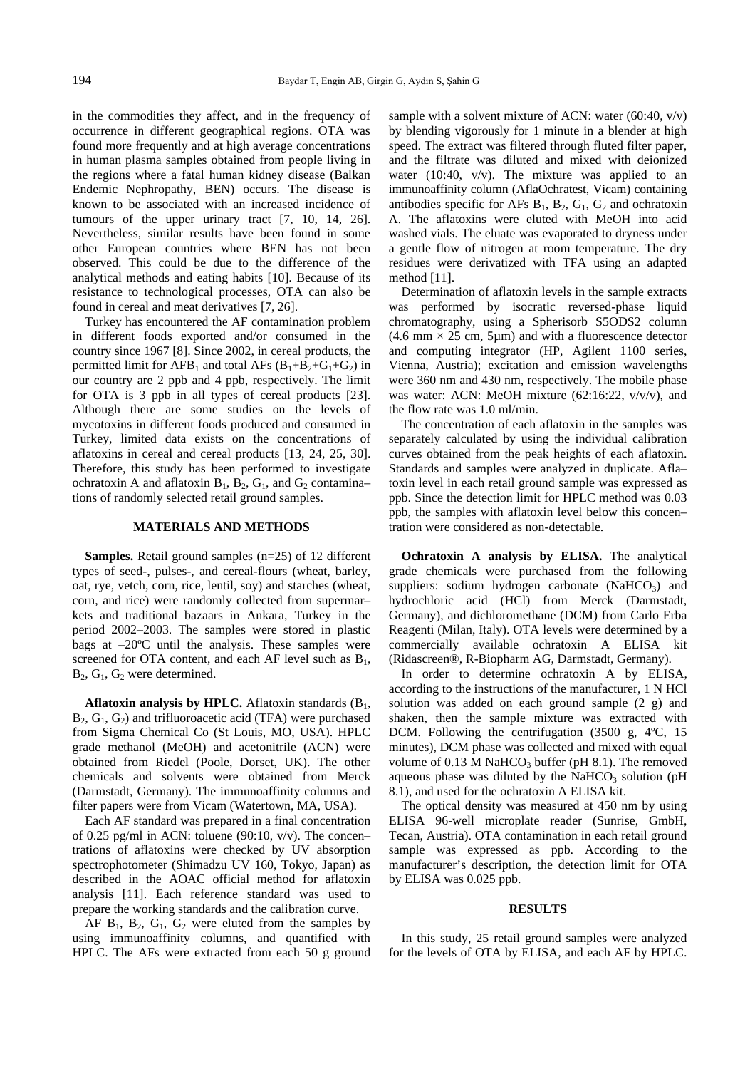in the commodities they affect, and in the frequency of occurrence in different geographical regions. OTA was found more frequently and at high average concentrations in human plasma samples obtained from people living in the regions where a fatal human kidney disease (Balkan Endemic Nephropathy, BEN) occurs. The disease is known to be associated with an increased incidence of tumours of the upper urinary tract [7, 10, 14, 26]. Nevertheless, similar results have been found in some other European countries where BEN has not been observed. This could be due to the difference of the analytical methods and eating habits [10]. Because of its resistance to technological processes, OTA can also be found in cereal and meat derivatives [7, 26].

Turkey has encountered the AF contamination problem in different foods exported and/or consumed in the country since 1967 [8]. Since 2002, in cereal products, the permitted limit for $AFB_1$ and total AFs ($B_1$+$B_2$+$G_1$+$G_2$) in our country are 2 ppb and 4 ppb, respectively. The limit for OTA is 3 ppb in all types of cereal products [23]. Although there are some studies on the levels of mycotoxins in different foods produced and consumed in Turkey, limited data exists on the concentrations of aflatoxins in cereal and cereal products [13, 24, 25, 30]. Therefore, this study has been performed to investigate ochratoxin A and aflatoxin $B_1$, $B_2$, $G_1$, and $G_2$ contamina–tions of randomly selected retail ground samples.

## MATERIALS AND METHODS

**Samples.** Retail ground samples (n=25) of 12 different types of seed-, pulses-, and cereal-flours (wheat, barley, oat, rye, vetch, corn, rice, lentil, soy) and starches (wheat, corn, and rice) were randomly collected from supermar–kets and traditional bazaars in Ankara, Turkey in the period 2002–2003. The samples were stored in plastic bags at –20ºC until the analysis. These samples were screened for OTA content, and each AF level such as $B_1$, $B_2$, $G_1$, $G_2$ were determined.

**Aflatoxin analysis by HPLC.** Aflatoxin standards ($B_1$, $B_2$, $G_1$, $G_2$) and trifluoroacetic acid (TFA) were purchased from Sigma Chemical Co (St Louis, MO, USA). HPLC grade methanol (MeOH) and acetonitrile (ACN) were obtained from Riedel (Poole, Dorset, UK). The other chemicals and solvents were obtained from Merck (Darmstadt, Germany). The immunoaffinity columns and filter papers were from Vicam (Watertown, MA, USA).

Each AF standard was prepared in a final concentration of 0.25 pg/ml in ACN: toluene (90:10, v/v). The concen–trations of aflatoxins were checked by UV absorption spectrophotometer (Shimadzu UV 160, Tokyo, Japan) as described in the AOAC official method for aflatoxin analysis [11]. Each reference standard was used to prepare the working standards and the calibration curve.

AF $B_1$, $B_2$, $G_1$, $G_2$ were eluted from the samples by using immunoaffinity columns, and quantified with HPLC. The AFs were extracted from each 50 g ground sample with a solvent mixture of ACN: water (60:40, v/v) by blending vigorously for 1 minute in a blender at high speed. The extract was filtered through fluted filter paper, and the filtrate was diluted and mixed with deionized water (10:40, v/v). The mixture was applied to an immunoaffinity column (AflaOchratest, Vicam) containing antibodies specific for AFs $B_1$, $B_2$, $G_1$, $G_2$ and ochratoxin A. The aflatoxins were eluted with MeOH into acid washed vials. The eluate was evaporated to dryness under a gentle flow of nitrogen at room temperature. The dry residues were derivatized with TFA using an adapted method [11].

Determination of aflatoxin levels in the sample extracts was performed by isocratic reversed-phase liquid chromatography, using a Spherisorb S5ODS2 column (4.6 mm × 25 cm, 5μm) and with a fluorescence detector and computing integrator (HP, Agilent 1100 series, Vienna, Austria); excitation and emission wavelengths were 360 nm and 430 nm, respectively. The mobile phase was water: ACN: MeOH mixture (62:16:22, v/v/v), and the flow rate was 1.0 ml/min.

The concentration of each aflatoxin in the samples was separately calculated by using the individual calibration curves obtained from the peak heights of each aflatoxin. Standards and samples were analyzed in duplicate. Afla–toxin level in each retail ground sample was expressed as ppb. Since the detection limit for HPLC method was 0.03 ppb, the samples with aflatoxin level below this concen–tration were considered as non-detectable.

**Ochratoxin A analysis by ELISA.** The analytical grade chemicals were purchased from the following suppliers: sodium hydrogen carbonate ($NaHCO_3$) and hydrochloric acid (HCl) from Merck (Darmstadt, Germany), and dichloromethane (DCM) from Carlo Erba Reagenti (Milan, Italy). OTA levels were determined by a commercially available ochratoxin A ELISA kit (Ridascreen®, R-Biopharm AG, Darmstadt, Germany).

In order to determine ochratoxin A by ELISA, according to the instructions of the manufacturer, 1 N HCl solution was added on each ground sample (2 g) and shaken, then the sample mixture was extracted with DCM. Following the centrifugation (3500 g, 4ºC, 15 minutes), DCM phase was collected and mixed with equal volume of 0.13 M $NaHCO_3$ buffer (pH 8.1). The removed aqueous phase was diluted by the $NaHCO_3$ solution (pH 8.1), and used for the ochratoxin A ELISA kit.

The optical density was measured at 450 nm by using ELISA 96-well microplate reader (Sunrise, GmbH, Tecan, Austria). OTA contamination in each retail ground sample was expressed as ppb. According to the manufacturer's description, the detection limit for OTA by ELISA was 0.025 ppb.

## RESULTS

In this study, 25 retail ground samples were analyzed for the levels of OTA by ELISA, and each AF by HPLC.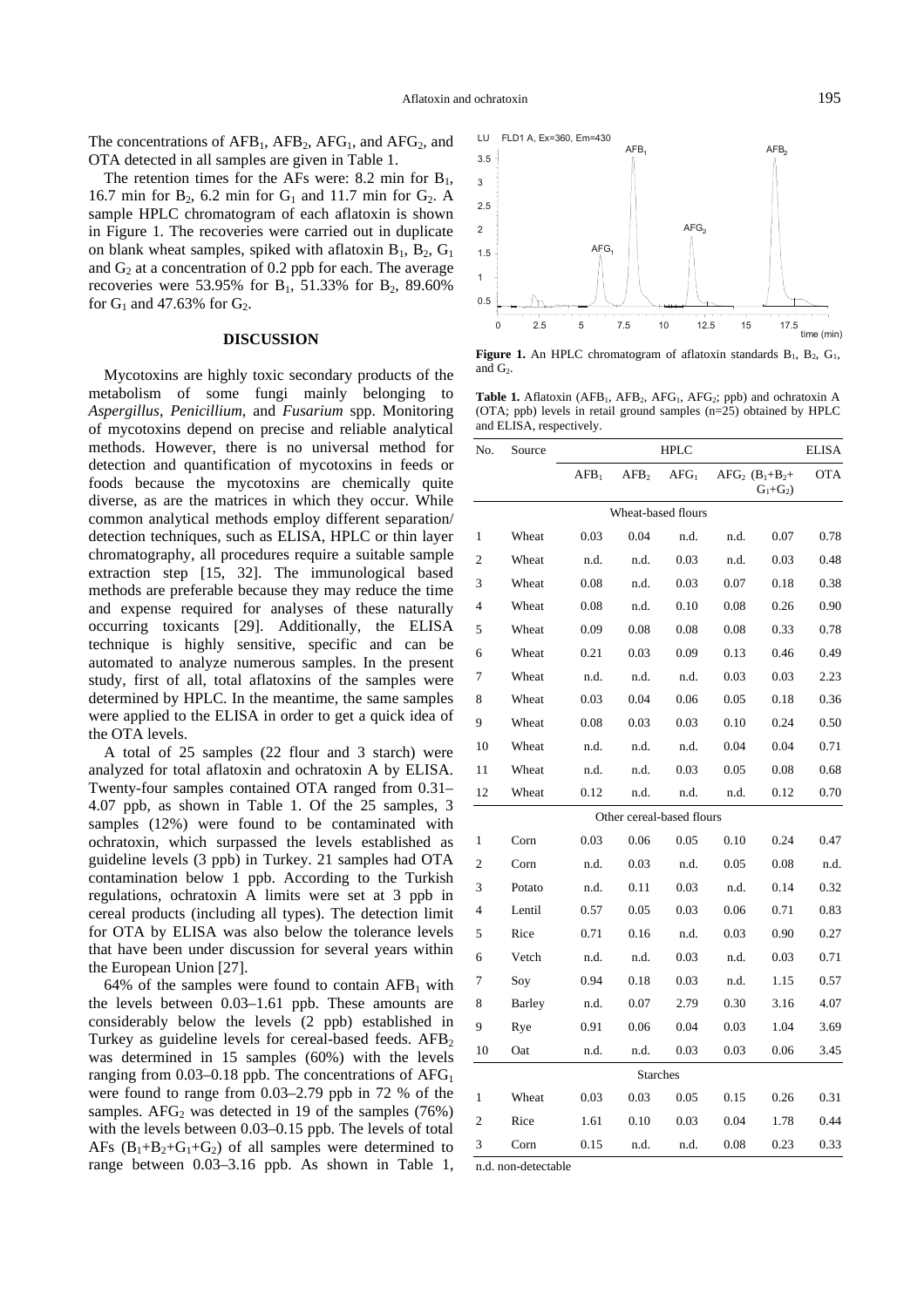The concentrations of $AFB_1$, $AFB_2$, $AFG_1$, and $AFG_2$, and OTA detected in all samples are given in Table 1.

The retention times for the AFs were: 8.2 min for $B_1$, 16.7 min for $B_2$, 6.2 min for $G_1$ and 11.7 min for $G_2$. A sample HPLC chromatogram of each aflatoxin is shown in Figure 1. The recoveries were carried out in duplicate on blank wheat samples, spiked with aflatoxin $B_1$, $B_2$, $G_1$ and $G_2$ at a concentration of 0.2 ppb for each. The average recoveries were 53.95% for $B_1$, 51.33% for $B_2$, 89.60% for $G_1$ and 47.63% for $G_2$.

## DISCUSSION

Mycotoxins are highly toxic secondary products of the metabolism of some fungi mainly belonging to *Aspergillus*, *Penicillium*, and *Fusarium* spp. Monitoring of mycotoxins depend on precise and reliable analytical methods. However, there is no universal method for detection and quantification of mycotoxins in feeds or foods because the mycotoxins are chemically quite diverse, as are the matrices in which they occur. While common analytical methods employ different separation/ detection techniques, such as ELISA, HPLC or thin layer chromatography, all procedures require a suitable sample extraction step [15, 32]. The immunological based methods are preferable because they may reduce the time and expense required for analyses of these naturally occurring toxicants [29]. Additionally, the ELISA technique is highly sensitive, specific and can be automated to analyze numerous samples. In the present study, first of all, total aflatoxins of the samples were determined by HPLC. In the meantime, the same samples were applied to the ELISA in order to get a quick idea of the OTA levels.

A total of 25 samples (22 flour and 3 starch) were analyzed for total aflatoxin and ochratoxin A by ELISA. Twenty-four samples contained OTA ranged from 0.31–4.07 ppb, as shown in Table 1. Of the 25 samples, 3 samples (12%) were found to be contaminated with ochratoxin, which surpassed the levels established as guideline levels (3 ppb) in Turkey. 21 samples had OTA contamination below 1 ppb. According to the Turkish regulations, ochratoxin A limits were set at 3 ppb in cereal products (including all types). The detection limit for OTA by ELISA was also below the tolerance levels that have been under discussion for several years within the European Union [27].

64% of the samples were found to contain $AFB_1$ with the levels between 0.03–1.61 ppb. These amounts are considerably below the levels (2 ppb) established in Turkey as guideline levels for cereal-based feeds. $AFB_2$ was determined in 15 samples (60%) with the levels ranging from 0.03–0.18 ppb. The concentrations of $AFG_1$ were found to range from 0.03–2.79 ppb in 72 % of the samples. $AFG_2$ was detected in 19 of the samples (76%) with the levels between 0.03–0.15 ppb. The levels of total AFs ($B_1$+$B_2$+$G_1$+$G_2$) of all samples were determined to range between 0.03–3.16 ppb. As shown in Table 1,

**Figure 1.** An HPLC chromatogram of aflatoxin standards $B_1$, $B_2$, $G_1$, and $G_2$.

**Table 1.** Aflatoxin ($AFB_1$, $AFB_2$, $AFG_1$, $AFG_2$; ppb) and ochratoxin A (OTA; ppb) levels in retail ground samples (n=25) obtained by HPLC and ELISA, respectively.

| No. | Source | HPLC | | | | | ELISA |
|---|---|---|---|---|---|---|---|
| | | $AFB_1$ | $AFB_2$ | $AFG_1$ | $AFG_2$ | ($B_1$+$B_2$+$G_1$+$G_2$) | OTA |
| | | | | Wheat-based flours | | | |
| 1 | Wheat | 0.03 | 0.04 | n.d. | n.d. | 0.07 | 0.78 |
| 2 | Wheat | n.d. | n.d. | 0.03 | n.d. | 0.03 | 0.48 |
| 3 | Wheat | 0.08 | n.d. | 0.03 | 0.07 | 0.18 | 0.38 |
| 4 | Wheat | 0.08 | n.d. | 0.10 | 0.08 | 0.26 | 0.90 |
| 5 | Wheat | 0.09 | 0.08 | 0.08 | 0.08 | 0.33 | 0.78 |
| 6 | Wheat | 0.21 | 0.03 | 0.09 | 0.13 | 0.46 | 0.49 |
| 7 | Wheat | n.d. | n.d. | n.d. | 0.03 | 0.03 | 2.23 |
| 8 | Wheat | 0.03 | 0.04 | 0.06 | 0.05 | 0.18 | 0.36 |
| 9 | Wheat | 0.08 | 0.03 | 0.03 | 0.10 | 0.24 | 0.50 |
| 10 | Wheat | n.d. | n.d. | n.d. | 0.04 | 0.04 | 0.71 |
| 11 | Wheat | n.d. | n.d. | 0.03 | 0.05 | 0.08 | 0.68 |
| 12 | Wheat | 0.12 | n.d. | n.d. | n.d. | 0.12 | 0.70 |
| | | | | Other cereal-based flours | | | |
| 1 | Corn | 0.03 | 0.06 | 0.05 | 0.10 | 0.24 | 0.47 |
| 2 | Corn | n.d. | 0.03 | n.d. | 0.05 | 0.08 | n.d. |
| 3 | Potato | n.d. | 0.11 | 0.03 | n.d. | 0.14 | 0.32 |
| 4 | Lentil | 0.57 | 0.05 | 0.03 | 0.06 | 0.71 | 0.83 |
| 5 | Rice | 0.71 | 0.16 | n.d. | 0.03 | 0.90 | 0.27 |
| 6 | Vetch | n.d. | n.d. | 0.03 | n.d. | 0.03 | 0.71 |
| 7 | Soy | 0.94 | 0.18 | 0.03 | n.d. | 1.15 | 0.57 |
| 8 | Barley | n.d. | 0.07 | 2.79 | 0.30 | 3.16 | 4.07 |
| 9 | Rye | 0.91 | 0.06 | 0.04 | 0.03 | 1.04 | 3.69 |
| 10 | Oat | n.d. | n.d. | 0.03 | 0.03 | 0.06 | 3.45 |
| | | | | Starches | | | |
| 1 | Wheat | 0.03 | 0.03 | 0.05 | 0.15 | 0.26 | 0.31 |
| 2 | Rice | 1.61 | 0.10 | 0.03 | 0.04 | 1.78 | 0.44 |
| 3 | Corn | 0.15 | n.d. | n.d. | 0.08 | 0.23 | 0.33 |

n.d. non-detectable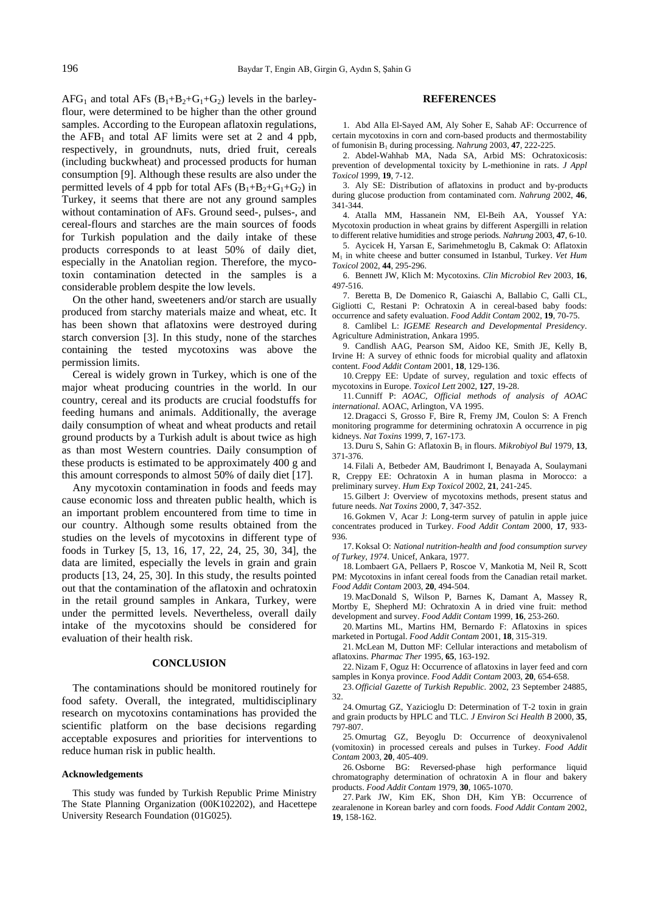$AFG_1$ and total AFs ($B_1$+$B_2$+$G_1$+$G_2$) levels in the barley-flour, were determined to be higher than the other ground samples. According to the European aflatoxin regulations, the $AFB_1$ and total AF limits were set at 2 and 4 ppb, respectively, in groundnuts, nuts, dried fruit, cereals (including buckwheat) and processed products for human consumption [9]. Although these results are also under the permitted levels of 4 ppb for total AFs ($B_1$+$B_2$+$G_1$+$G_2$) in Turkey, it seems that there are not any ground samples without contamination of AFs. Ground seed-, pulses-, and cereal-flours and starches are the main sources of foods for Turkish population and the daily intake of these products corresponds to at least 50% of daily diet, especially in the Anatolian region. Therefore, the mycotoxin contamination detected in the samples is a considerable problem despite the low levels.

On the other hand, sweeteners and/or starch are usually produced from starchy materials maize and wheat, etc. It has been shown that aflatoxins were destroyed during starch conversion [3]. In this study, none of the starches containing the tested mycotoxins was above the permission limits.

Cereal is widely grown in Turkey, which is one of the major wheat producing countries in the world. In our country, cereal and its products are crucial foodstuffs for feeding humans and animals. Additionally, the average daily consumption of wheat and wheat products and retail ground products by a Turkish adult is about twice as high as than most Western countries. Daily consumption of these products is estimated to be approximately 400 g and this amount corresponds to almost 50% of daily diet [17].

Any mycotoxin contamination in foods and feeds may cause economic loss and threaten public health, which is an important problem encountered from time to time in our country. Although some results obtained from the studies on the levels of mycotoxins in different type of foods in Turkey [5, 13, 16, 17, 22, 24, 25, 30, 34], the data are limited, especially the levels in grain and grain products [13, 24, 25, 30]. In this study, the results pointed out that the contamination of the aflatoxin and ochratoxin in the retail ground samples in Ankara, Turkey, were under the permitted levels. Nevertheless, overall daily intake of the mycotoxins should be considered for evaluation of their health risk.

## CONCLUSION

The contaminations should be monitored routinely for food safety. Overall, the integrated, multidisciplinary research on mycotoxins contaminations has provided the scientific platform on the base decisions regarding acceptable exposures and priorities for interventions to reduce human risk in public health.

### Acknowledgements

This study was funded by Turkish Republic Prime Ministry The State Planning Organization (00K102202), and Hacettepe University Research Foundation (01G025).

## REFERENCES

1. Abd Alla El-Sayed AM, Aly Soher E, Sahab AF: Occurrence of certain mycotoxins in corn and corn-based products and thermostability of fumonisin $B_1$ during processing. *Nahrung* 2003, **47**, 222-225.
2. Abdel-Wahhab MA, Nada SA, Arbid MS: Ochratoxicosis: prevention of developmental toxicity by L-methionine in rats. *J Appl Toxicol* 1999, **19**, 7-12.
3. Aly SE: Distribution of aflatoxins in product and by-products during glucose production from contaminated corn. *Nahrung* 2002, **46**, 341-344.
4. Atalla MM, Hassanein NM, El-Beih AA, Youssef YA: Mycotoxin production in wheat grains by different Aspergilli in relation to different relative humidities and stroge periods. *Nahrung* 2003, **47**, 6-10.
5. Aycicek H, Yarsan E, Sarimehmetoglu B, Cakmak O: Aflatoxin $M_1$ in white cheese and butter consumed in Istanbul, Turkey. *Vet Hum Toxicol* 2002, **44**, 295-296.
6. Bennett JW, Klich M: Mycotoxins. *Clin Microbiol Rev* 2003, **16**, 497-516.
7. Beretta B, De Domenico R, Gaiaschi A, Ballabio C, Galli CL, Gigliotti C, Restani P: Ochratoxin A in cereal-based baby foods: occurrence and safety evaluation. *Food Addit Contam* 2002, **19**, 70-75.
8. Camlibel L: *IGEME Research and Developmental Presidency*. Agriculture Administration, Ankara 1995.
9. Candlish AAG, Pearson SM, Aidoo KE, Smith JE, Kelly B, Irvine H: A survey of ethnic foods for microbial quality and aflatoxin content. *Food Addit Contam* 2001, **18**, 129-136.
10. Creppy EE: Update of survey, regulation and toxic effects of mycotoxins in Europe. *Toxicol Lett* 2002, **127**, 19-28.
11. Cunniff P: *AOAC, Official methods of analysis of AOAC international*. AOAC, Arlington, VA 1995.
12. Dragacci S, Grosso F, Bire R, Fremy JM, Coulon S: A French monitoring programme for determining ochratoxin A occurrence in pig kidneys. *Nat Toxins* 1999, **7**, 167-173.
13. Duru S, Sahin G: Aflatoxin $B_1$ in flours. *Mikrobiyol Bul* 1979, **13**, 371-376.
14. Filali A, Betbeder AM, Baudrimont I, Benayada A, Soulaymani R, Creppy EE: Ochratoxin A in human plasma in Morocco: a preliminary survey. *Hum Exp Toxicol* 2002, **21**, 241-245.
15. Gilbert J: Overview of mycotoxins methods, present status and future needs. *Nat Toxins* 2000, **7**, 347-352.
16. Gokmen V, Acar J: Long-term survey of patulin in apple juice concentrates produced in Turkey. *Food Addit Contam* 2000, **17**, 933-936.
17. Koksal O: *National nutrition-health and food consumption survey of Turkey, 1974*. Unicef, Ankara, 1977.
18. Lombaert GA, Pellaers P, Roscoe V, Mankotia M, Neil R, Scott PM: Mycotoxins in infant cereal foods from the Canadian retail market. *Food Addit Contam* 2003, **20**, 494-504.
19. MacDonald S, Wilson P, Barnes K, Damant A, Massey R, Mortby E, Shepherd MJ: Ochratoxin A in dried vine fruit: method development and survey. *Food Addit Contam* 1999, **16**, 253-260.
20. Martins ML, Martins HM, Bernardo F: Aflatoxins in spices marketed in Portugal. *Food Addit Contam* 2001, **18**, 315-319.
21. McLean M, Dutton MF: Cellular interactions and metabolism of aflatoxins. *Pharmac Ther* 1995, **65**, 163-192.
22. Nizam F, Oguz H: Occurrence of aflatoxins in layer feed and corn samples in Konya province. *Food Addit Contam* 2003, **20**, 654-658.
23. *Official Gazette of Turkish Republic*. 2002, 23 September 24885, 32.
24. Omurtag GZ, Yazicioglu D: Determination of T-2 toxin in grain and grain products by HPLC and TLC. *J Environ Sci Health B* 2000, **35**, 797-807.
25. Omurtag GZ, Beyoglu D: Occurrence of deoxynivalenol (vomitoxin) in processed cereals and pulses in Turkey. *Food Addit Contam* 2003, **20**, 405-409.
26. Osborne BG: Reversed-phase high performance liquid chromatography determination of ochratoxin A in flour and bakery products. *Food Addit Contam* 1979, **30**, 1065-1070.
27. Park JW, Kim EK, Shon DH, Kim YB: Occurrence of zearalenone in Korean barley and corn foods. *Food Addit Contam* 2002, **19**, 158-162.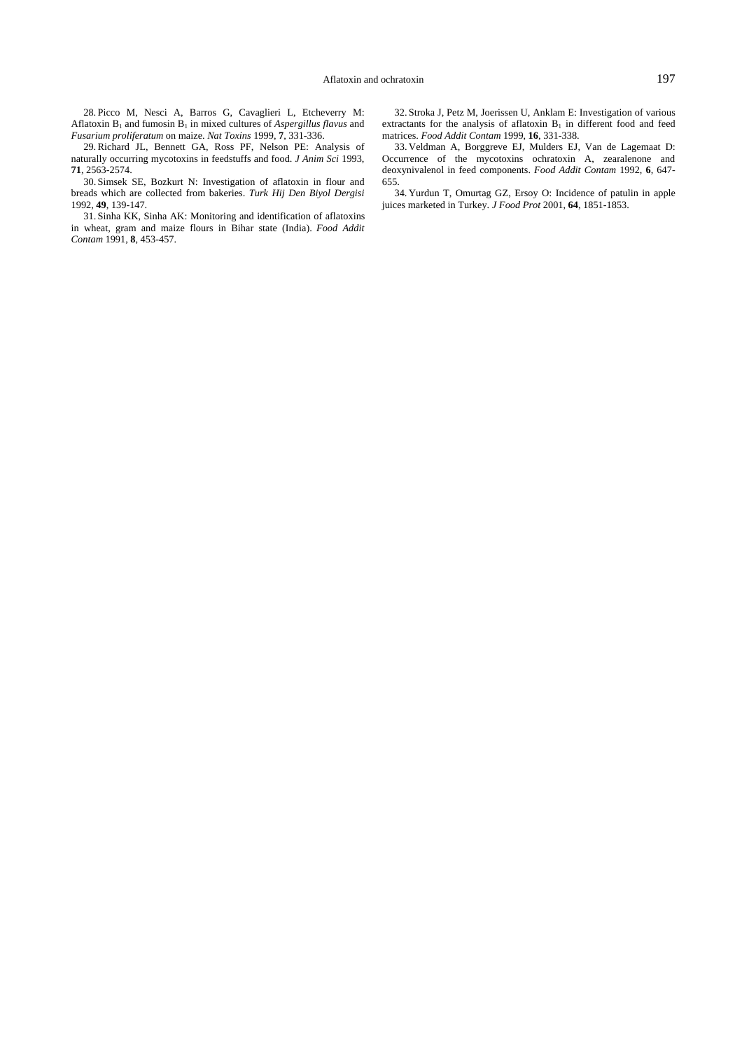28. Picco M, Nesci A, Barros G, Cavaglieri L, Etcheverry M: Aflatoxin $B_1$ and fumosin $B_1$ in mixed cultures of *Aspergillus flavus* and *Fusarium proliferatum* on maize. *Nat Toxins* 1999, **7**, 331-336.

29. Richard JL, Bennett GA, Ross PF, Nelson PE: Analysis of naturally occurring mycotoxins in feedstuffs and food. *J Anim Sci* 1993, **71**, 2563-2574.

30. Simsek SE, Bozkurt N: Investigation of aflatoxin in flour and breads which are collected from bakeries. *Turk Hij Den Biyol Dergisi* 1992, **49**, 139-147.

31. Sinha KK, Sinha AK: Monitoring and identification of aflatoxins in wheat, gram and maize flours in Bihar state (India). *Food Addit Contam* 1991, **8**, 453-457.

32. Stroka J, Petz M, Joerissen U, Anklam E: Investigation of various extractants for the analysis of aflatoxin $B_1$ in different food and feed matrices. *Food Addit Contam* 1999, **16**, 331-338.

33. Veldman A, Borggreve EJ, Mulders EJ, Van de Lagemaat D: Occurrence of the mycotoxins ochratoxin A, zearalenone and deoxynivalenol in feed components. *Food Addit Contam* 1992, **6**, 647-655.

34. Yurdun T, Omurtag GZ, Ersoy O: Incidence of patulin in apple juices marketed in Turkey. *J Food Prot* 2001, **64**, 1851-1853.